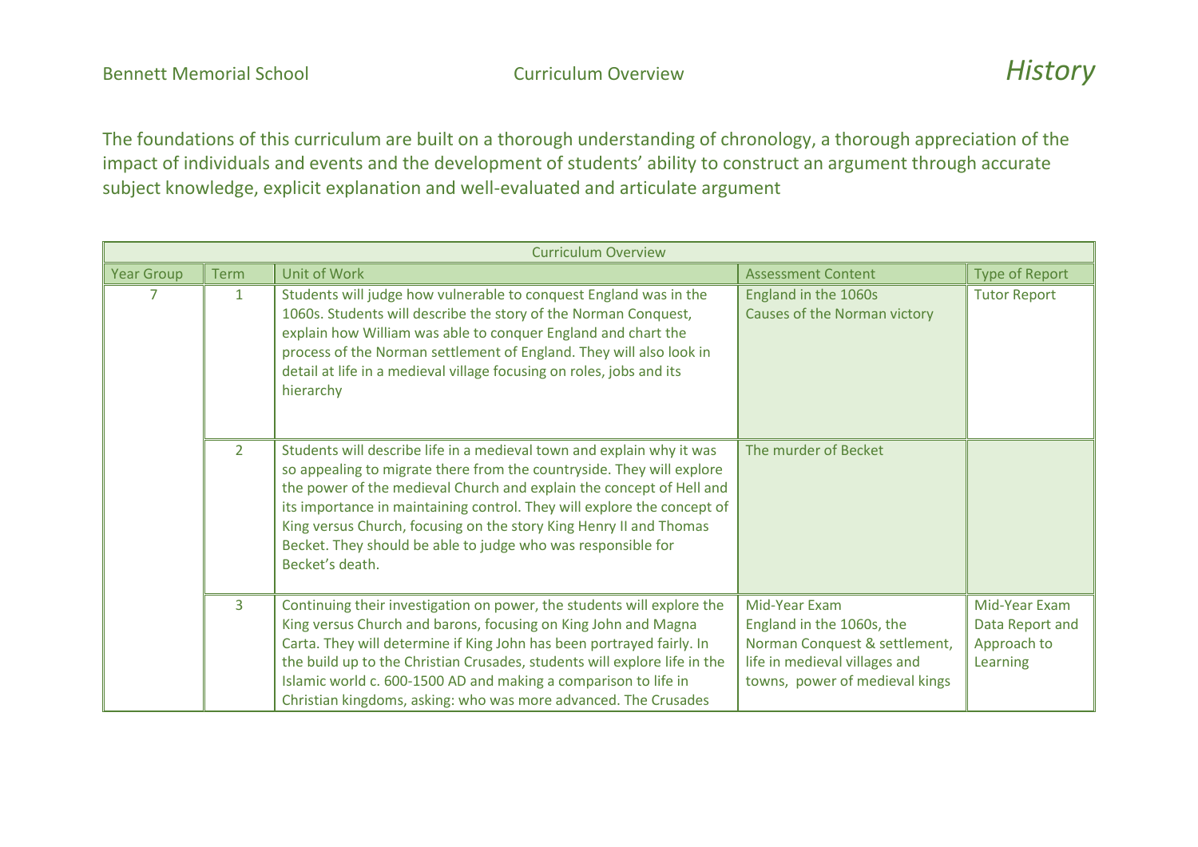Bennett Memorial School Curriculum Overview *History*

The foundations of this curriculum are built on a thorough understanding of chronology, a thorough appreciation of the impact of individuals and events and the development of students' ability to construct an argument through accurate subject knowledge, explicit explanation and well-evaluated and articulate argument

| Curriculum Overview | | | | |
|---|---|---|---|---|
| Year Group | Term | Unit of Work | Assessment Content | Type of Report |
| 7 | 1 | Students will judge how vulnerable to conquest England was in the 1060s. Students will describe the story of the Norman Conquest, explain how William was able to conquer England and chart the process of the Norman settlement of England. They will also look in detail at life in a medieval village focusing on roles, jobs and its hierarchy | England in the 1060s<br>Causes of the Norman victory | Tutor Report |
| | 2 | Students will describe life in a medieval town and explain why it was so appealing to migrate there from the countryside. They will explore the power of the medieval Church and explain the concept of Hell and its importance in maintaining control. They will explore the concept of King versus Church, focusing on the story King Henry II and Thomas Becket. They should be able to judge who was responsible for Becket's death. | The murder of Becket | |
| | 3 | Continuing their investigation on power, the students will explore the King versus Church and barons, focusing on King John and Magna Carta. They will determine if King John has been portrayed fairly. In the build up to the Christian Crusades, students will explore life in the Islamic world c. 600-1500 AD and making a comparison to life in Christian kingdoms, asking: who was more advanced. The Crusades | Mid-Year Exam<br>England in the 1060s, the Norman Conquest & settlement, life in medieval villages and towns, power of medieval kings | Mid-Year Exam Data Report and Approach to Learning |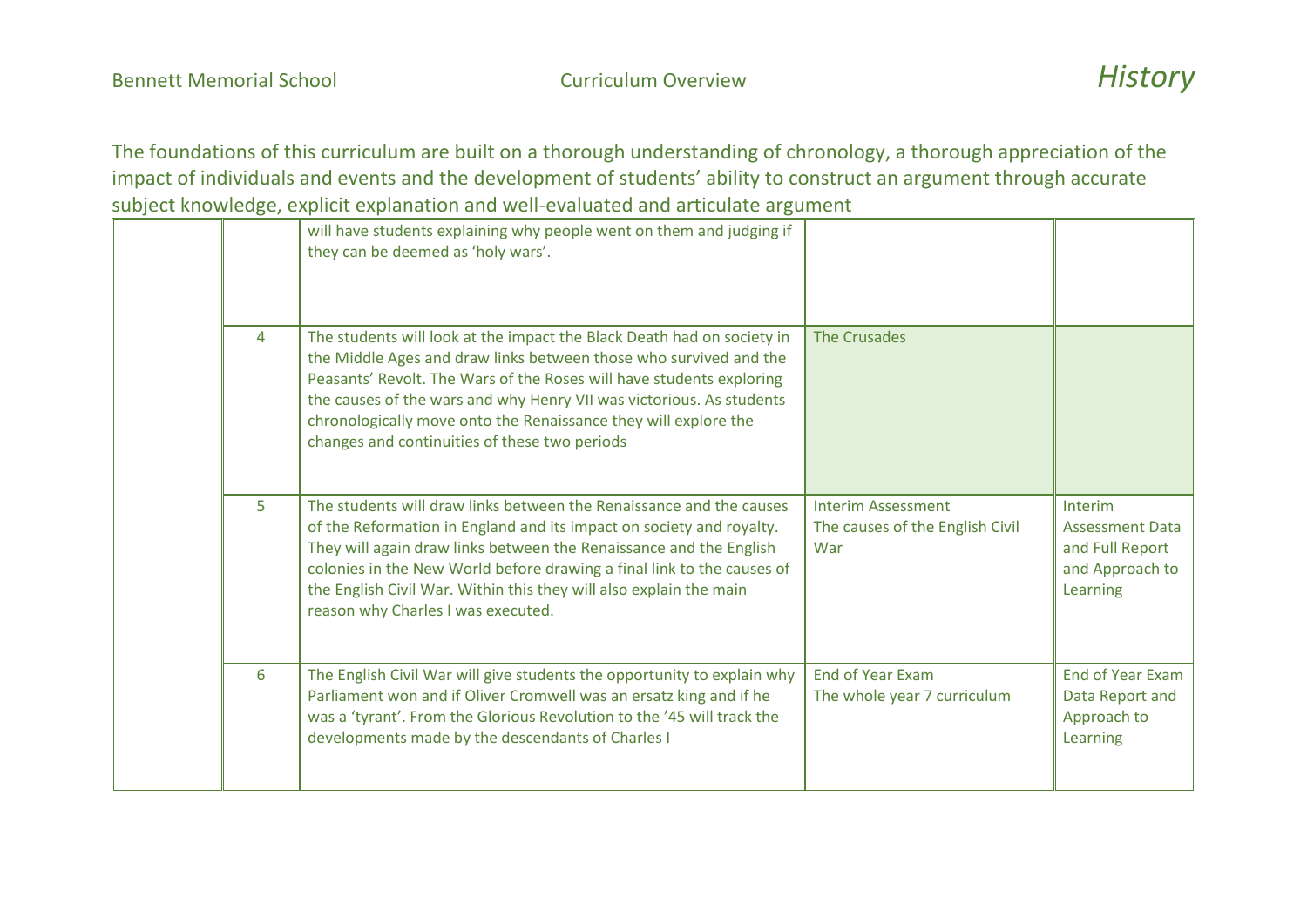The foundations of this curriculum are built on a thorough understanding of chronology, a thorough appreciation of the impact of individuals and events and the development of students' ability to construct an argument through accurate subject knowledge, explicit explanation and well-evaluated and articulate argument

| | | | | |
|---|---|---|---|---|
| | | will have students explaining why people went on them and judging if they can be deemed as 'holy wars'. | | |
| | 4 | The students will look at the impact the Black Death had on society in the Middle Ages and draw links between those who survived and the Peasants' Revolt. The Wars of the Roses will have students exploring the causes of the wars and why Henry VII was victorious. As students chronologically move onto the Renaissance they will explore the changes and continuities of these two periods | The Crusades | |
| | 5 | The students will draw links between the Renaissance and the causes of the Reformation in England and its impact on society and royalty. They will again draw links between the Renaissance and the English colonies in the New World before drawing a final link to the causes of the English Civil War. Within this they will also explain the main reason why Charles I was executed. | Interim Assessment<br>The causes of the English Civil War | Interim Assessment Data and Full Report and Approach to Learning |
| | 6 | The English Civil War will give students the opportunity to explain why Parliament won and if Oliver Cromwell was an ersatz king and if he was a 'tyrant'. From the Glorious Revolution to the '45 will track the developments made by the descendants of Charles I | End of Year Exam<br>The whole year 7 curriculum | End of Year Exam Data Report and Approach to Learning |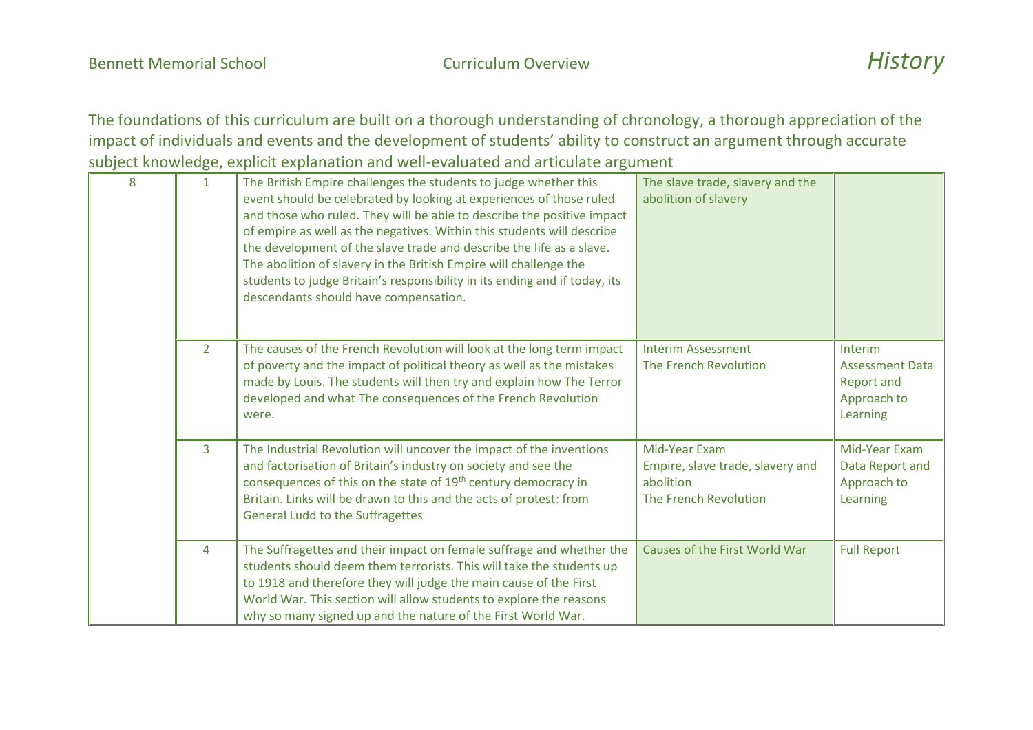The foundations of this curriculum are built on a thorough understanding of chronology, a thorough appreciation of the impact of individuals and events and the development of students' ability to construct an argument through accurate subject knowledge, explicit explanation and well-evaluated and articulate argument

| | | | | |
|---|---|---|---|---|
| 8 | 1 | The British Empire challenges the students to judge whether this event should be celebrated by looking at experiences of those ruled and those who ruled. They will be able to describe the positive impact of empire as well as the negatives. Within this students will describe the development of the slave trade and describe the life as a slave. The abolition of slavery in the British Empire will challenge the students to judge Britain's responsibility in its ending and if today, its descendants should have compensation. | The slave trade, slavery and the abolition of slavery | |
| | 2 | The causes of the French Revolution will look at the long term impact of poverty and the impact of political theory as well as the mistakes made by Louis. The students will then try and explain how The Terror developed and what The consequences of the French Revolution were. | Interim Assessment<br>The French Revolution | Interim Assessment Data Report and Approach to Learning |
| | 3 | The Industrial Revolution will uncover the impact of the inventions and factorisation of Britain's industry on society and see the consequences of this on the state of 19th century democracy in Britain. Links will be drawn to this and the acts of protest: from General Ludd to the Suffragettes | Mid-Year Exam<br>Empire, slave trade, slavery and abolition<br>The French Revolution | Mid-Year Exam Data Report and Approach to Learning |
| | 4 | The Suffragettes and their impact on female suffrage and whether the students should deem them terrorists. This will take the students up to 1918 and therefore they will judge the main cause of the First World War. This section will allow students to explore the reasons why so many signed up and the nature of the First World War. | Causes of the First World War | Full Report |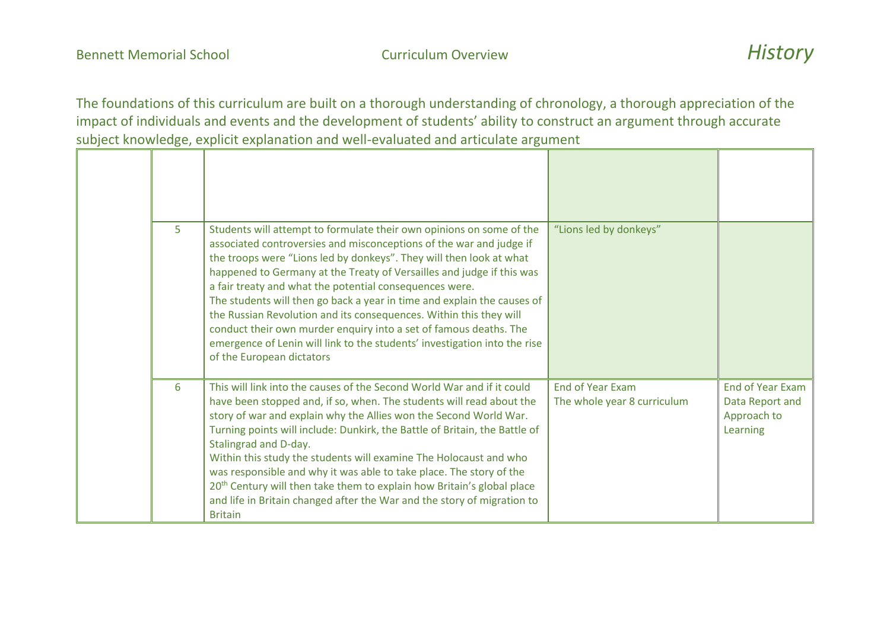The foundations of this curriculum are built on a thorough understanding of chronology, a thorough appreciation of the impact of individuals and events and the development of students' ability to construct an argument through accurate subject knowledge, explicit explanation and well-evaluated and articulate argument

| | | | | |
|---|---|---|---|---|
| | | | | |
| | 5 | Students will attempt to formulate their own opinions on some of the associated controversies and misconceptions of the war and judge if the troops were "Lions led by donkeys". They will then look at what happened to Germany at the Treaty of Versailles and judge if this was a fair treaty and what the potential consequences were.<br>The students will then go back a year in time and explain the causes of the Russian Revolution and its consequences. Within this they will conduct their own murder enquiry into a set of famous deaths. The emergence of Lenin will link to the students' investigation into the rise of the European dictators | "Lions led by donkeys" | |
| | 6 | This will link into the causes of the Second World War and if it could have been stopped and, if so, when. The students will read about the story of war and explain why the Allies won the Second World War. Turning points will include: Dunkirk, the Battle of Britain, the Battle of Stalingrad and D-day.<br>Within this study the students will examine The Holocaust and who was responsible and why it was able to take place. The story of the 20th Century will then take them to explain how Britain's global place and life in Britain changed after the War and the story of migration to Britain | End of Year Exam<br>The whole year 8 curriculum | End of Year Exam Data Report and Approach to Learning |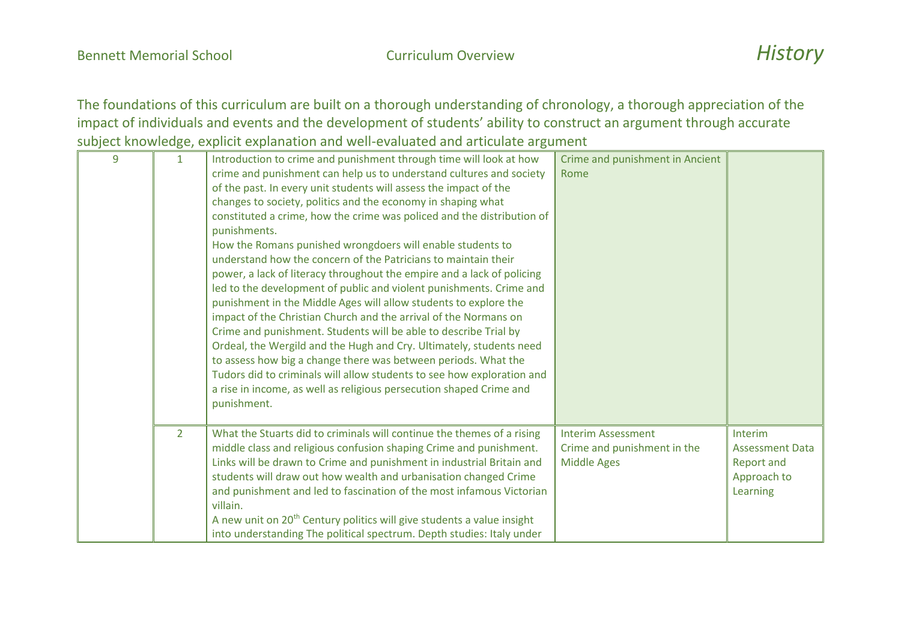The foundations of this curriculum are built on a thorough understanding of chronology, a thorough appreciation of the impact of individuals and events and the development of students' ability to construct an argument through accurate subject knowledge, explicit explanation and well-evaluated and articulate argument

| | | | | |
|---|---|---|---|---|
| 9 | 1 | Introduction to crime and punishment through time will look at how crime and punishment can help us to understand cultures and society of the past. In every unit students will assess the impact of the changes to society, politics and the economy in shaping what constituted a crime, how the crime was policed and the distribution of punishments.<br>How the Romans punished wrongdoers will enable students to understand how the concern of the Patricians to maintain their power, a lack of literacy throughout the empire and a lack of policing led to the development of public and violent punishments. Crime and punishment in the Middle Ages will allow students to explore the impact of the Christian Church and the arrival of the Normans on Crime and punishment. Students will be able to describe Trial by Ordeal, the Wergild and the Hugh and Cry. Ultimately, students need to assess how big a change there was between periods. What the Tudors did to criminals will allow students to see how exploration and a rise in income, as well as religious persecution shaped Crime and punishment. | Crime and punishment in Ancient Rome | |
| | 2 | What the Stuarts did to criminals will continue the themes of a rising middle class and religious confusion shaping Crime and punishment. Links will be drawn to Crime and punishment in industrial Britain and students will draw out how wealth and urbanisation changed Crime and punishment and led to fascination of the most infamous Victorian villain.<br>A new unit on 20th Century politics will give students a value insight into understanding The political spectrum. Depth studies: Italy under | Interim Assessment<br>Crime and punishment in the Middle Ages | Interim Assessment Data Report and Approach to Learning |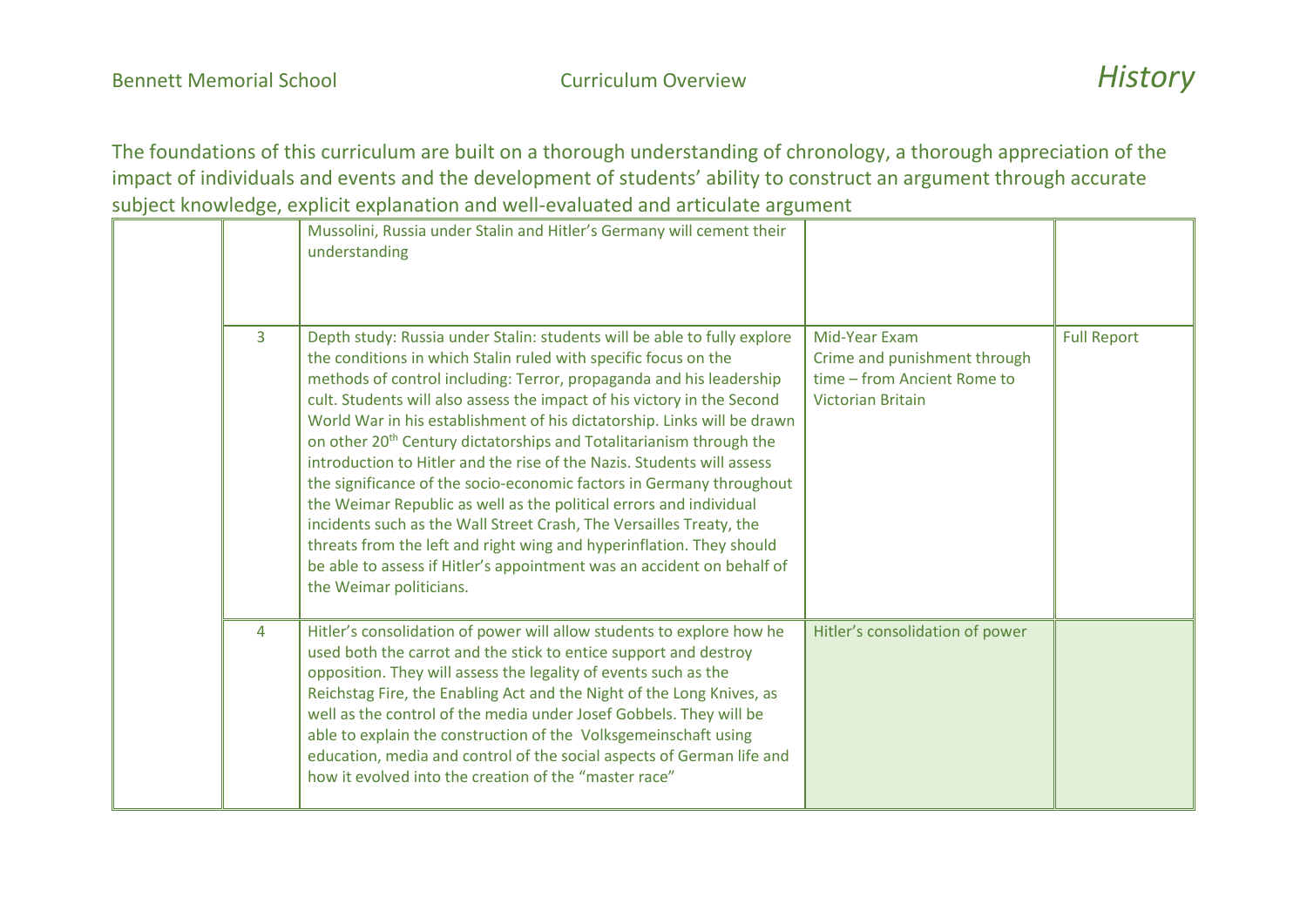The foundations of this curriculum are built on a thorough understanding of chronology, a thorough appreciation of the impact of individuals and events and the development of students' ability to construct an argument through accurate subject knowledge, explicit explanation and well-evaluated and articulate argument

| | | | | |
|---|---|---|---|---|
| | | Mussolini, Russia under Stalin and Hitler's Germany will cement their understanding | | |
| | 3 | Depth study: Russia under Stalin: students will be able to fully explore the conditions in which Stalin ruled with specific focus on the methods of control including: Terror, propaganda and his leadership cult. Students will also assess the impact of his victory in the Second World War in his establishment of his dictatorship. Links will be drawn on other 20th Century dictatorships and Totalitarianism through the introduction to Hitler and the rise of the Nazis. Students will assess the significance of the socio-economic factors in Germany throughout the Weimar Republic as well as the political errors and individual incidents such as the Wall Street Crash, The Versailles Treaty, the threats from the left and right wing and hyperinflation. They should be able to assess if Hitler's appointment was an accident on behalf of the Weimar politicians. | Mid-Year Exam<br>Crime and punishment through time – from Ancient Rome to Victorian Britain | Full Report |
| | 4 | Hitler's consolidation of power will allow students to explore how he used both the carrot and the stick to entice support and destroy opposition. They will assess the legality of events such as the Reichstag Fire, the Enabling Act and the Night of the Long Knives, as well as the control of the media under Josef Gobbels. They will be able to explain the construction of the Volksgemeinschaft using education, media and control of the social aspects of German life and how it evolved into the creation of the "master race" | Hitler's consolidation of power | |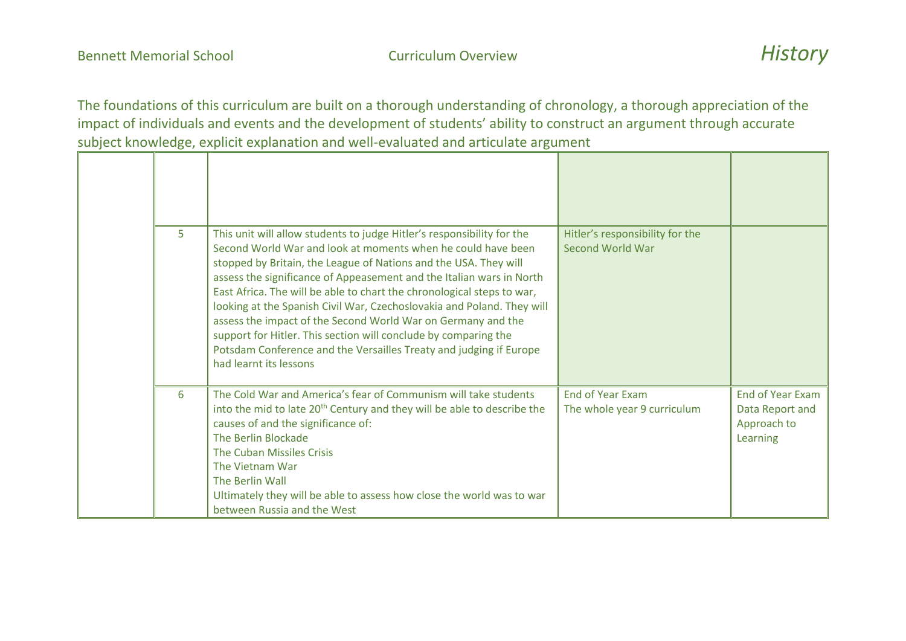The foundations of this curriculum are built on a thorough understanding of chronology, a thorough appreciation of the impact of individuals and events and the development of students' ability to construct an argument through accurate subject knowledge, explicit explanation and well-evaluated and articulate argument

| | | | | |
|---|---|---|---|---|
| | | | | |
| | 5 | This unit will allow students to judge Hitler's responsibility for the Second World War and look at moments when he could have been stopped by Britain, the League of Nations and the USA. They will assess the significance of Appeasement and the Italian wars in North East Africa. The will be able to chart the chronological steps to war, looking at the Spanish Civil War, Czechoslovakia and Poland. They will assess the impact of the Second World War on Germany and the support for Hitler. This section will conclude by comparing the Potsdam Conference and the Versailles Treaty and judging if Europe had learnt its lessons | Hitler's responsibility for the Second World War | |
| | 6 | The Cold War and America's fear of Communism will take students into the mid to late 20th Century and they will be able to describe the causes of and the significance of:<br>The Berlin Blockade<br>The Cuban Missiles Crisis<br>The Vietnam War<br>The Berlin Wall<br>Ultimately they will be able to assess how close the world was to war between Russia and the West | End of Year Exam<br>The whole year 9 curriculum | End of Year Exam Data Report and Approach to Learning |